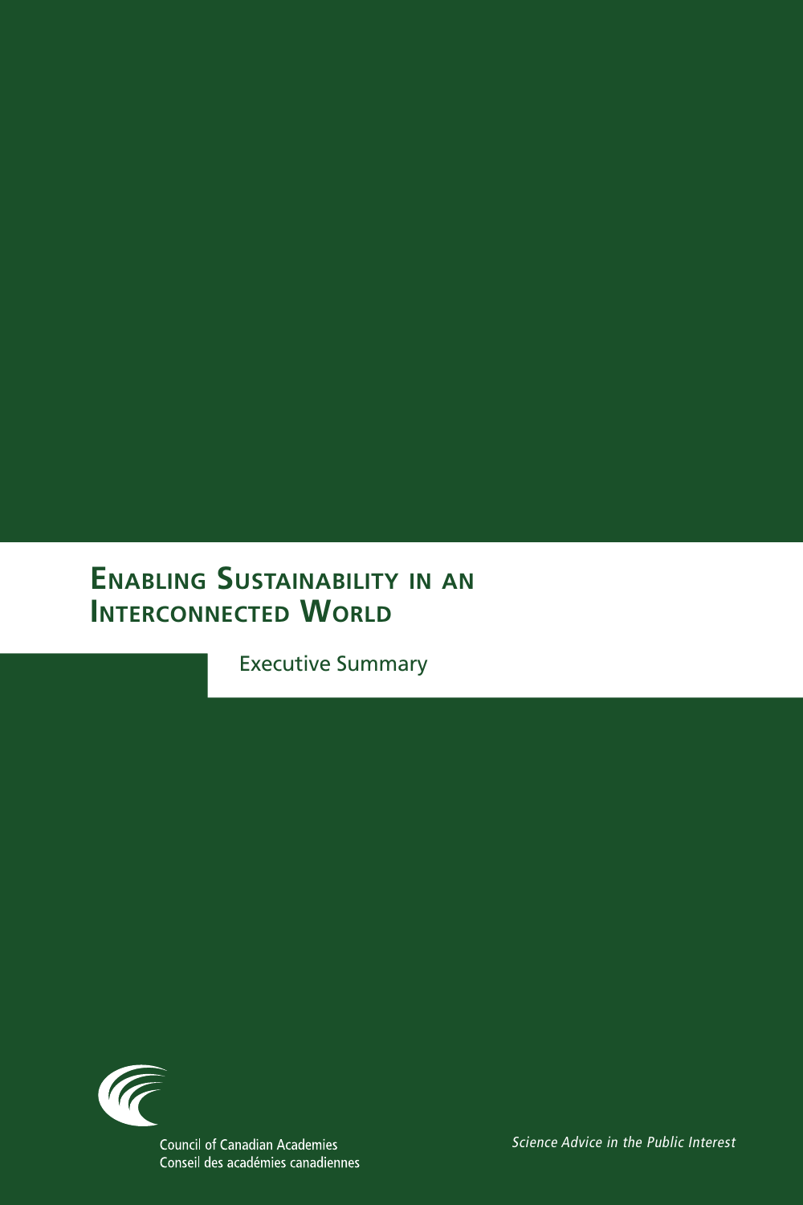# Enabling Sustainability in an Interconnected World

Executive Summary

Council of Canadian Academies
Conseil des académies canadiennes

*Science Advice in the Public Interest*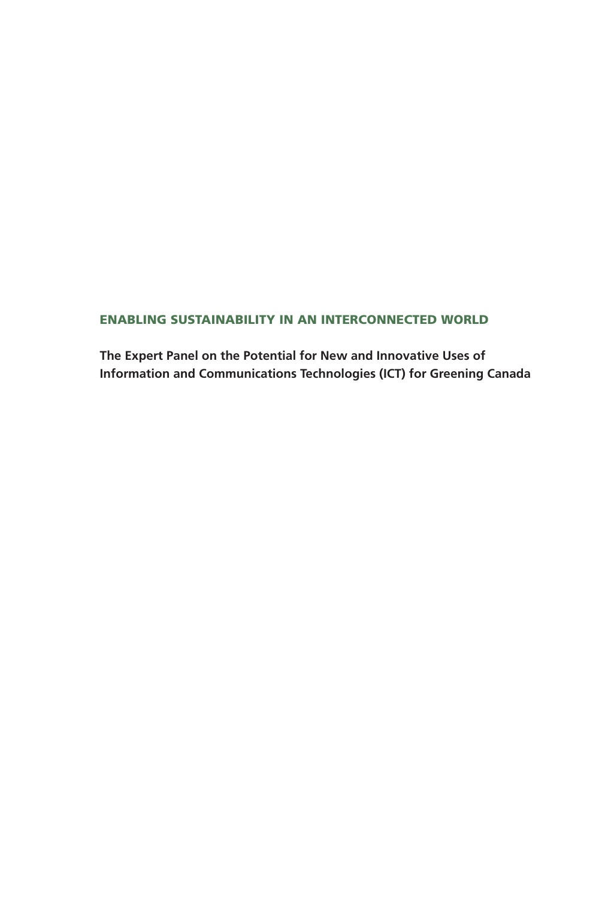## ENABLING SUSTAINABILITY IN AN INTERCONNECTED WORLD

**The Expert Panel on the Potential for New and Innovative Uses of Information and Communications Technologies (ICT) for Greening Canada**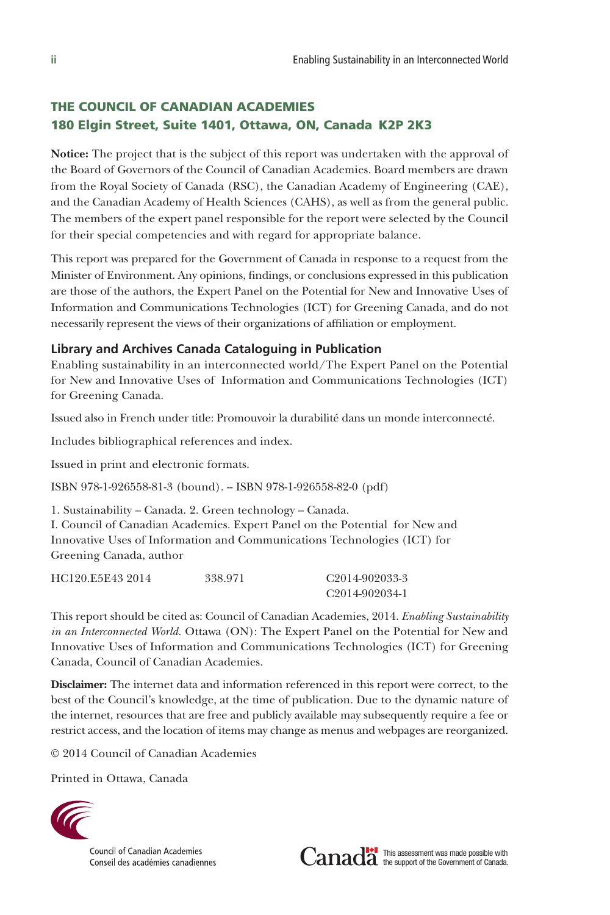## THE COUNCIL OF CANADIAN ACADEMIES
## 180 Elgin Street, Suite 1401, Ottawa, ON, Canada K2P 2K3

**Notice:** The project that is the subject of this report was undertaken with the approval of the Board of Governors of the Council of Canadian Academies. Board members are drawn from the Royal Society of Canada (RSC), the Canadian Academy of Engineering (CAE), and the Canadian Academy of Health Sciences (CAHS), as well as from the general public. The members of the expert panel responsible for the report were selected by the Council for their special competencies and with regard for appropriate balance.

This report was prepared for the Government of Canada in response to a request from the Minister of Environment. Any opinions, findings, or conclusions expressed in this publication are those of the authors, the Expert Panel on the Potential for New and Innovative Uses of Information and Communications Technologies (ICT) for Greening Canada, and do not necessarily represent the views of their organizations of affiliation or employment.

### Library and Archives Canada Cataloguing in Publication

Enabling sustainability in an interconnected world/The Expert Panel on the Potential for New and Innovative Uses of Information and Communications Technologies (ICT) for Greening Canada.

Issued also in French under title: Promouvoir la durabilité dans un monde interconnecté.

Includes bibliographical references and index.

Issued in print and electronic formats.

ISBN 978-1-926558-81-3 (bound). – ISBN 978-1-926558-82-0 (pdf)

1. Sustainability – Canada. 2. Green technology – Canada.
I. Council of Canadian Academies. Expert Panel on the Potential for New and Innovative Uses of Information and Communications Technologies (ICT) for Greening Canada, author

HC120.E5E43 2014 338.971 C2014-902033-3
C2014-902034-1

This report should be cited as: Council of Canadian Academies, 2014. *Enabling Sustainability in an Interconnected World.* Ottawa (ON): The Expert Panel on the Potential for New and Innovative Uses of Information and Communications Technologies (ICT) for Greening Canada, Council of Canadian Academies.

**Disclaimer:** The internet data and information referenced in this report were correct, to the best of the Council's knowledge, at the time of publication. Due to the dynamic nature of the internet, resources that are free and publicly available may subsequently require a fee or restrict access, and the location of items may change as menus and webpages are reorganized.

© 2014 Council of Canadian Academies

Printed in Ottawa, Canada

Council of Canadian Academies
Conseil des académies canadiennes

Canada — This assessment was made possible with the support of the Government of Canada.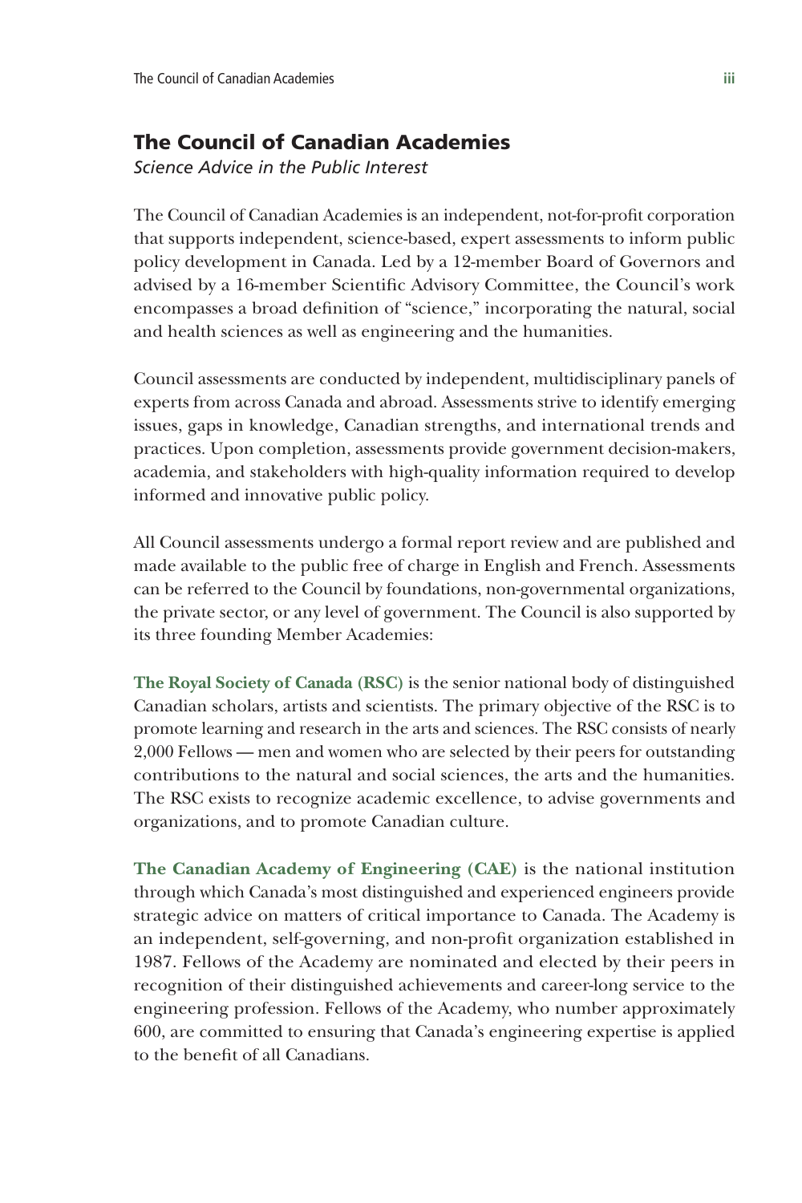## The Council of Canadian Academies

*Science Advice in the Public Interest*

The Council of Canadian Academies is an independent, not-for-profit corporation that supports independent, science-based, expert assessments to inform public policy development in Canada. Led by a 12-member Board of Governors and advised by a 16-member Scientific Advisory Committee, the Council's work encompasses a broad definition of "science," incorporating the natural, social and health sciences as well as engineering and the humanities.

Council assessments are conducted by independent, multidisciplinary panels of experts from across Canada and abroad. Assessments strive to identify emerging issues, gaps in knowledge, Canadian strengths, and international trends and practices. Upon completion, assessments provide government decision-makers, academia, and stakeholders with high-quality information required to develop informed and innovative public policy.

All Council assessments undergo a formal report review and are published and made available to the public free of charge in English and French. Assessments can be referred to the Council by foundations, non-governmental organizations, the private sector, or any level of government. The Council is also supported by its three founding Member Academies:

**The Royal Society of Canada (RSC)** is the senior national body of distinguished Canadian scholars, artists and scientists. The primary objective of the RSC is to promote learning and research in the arts and sciences. The RSC consists of nearly 2,000 Fellows — men and women who are selected by their peers for outstanding contributions to the natural and social sciences, the arts and the humanities. The RSC exists to recognize academic excellence, to advise governments and organizations, and to promote Canadian culture.

**The Canadian Academy of Engineering (CAE)** is the national institution through which Canada's most distinguished and experienced engineers provide strategic advice on matters of critical importance to Canada. The Academy is an independent, self-governing, and non-profit organization established in 1987. Fellows of the Academy are nominated and elected by their peers in recognition of their distinguished achievements and career-long service to the engineering profession. Fellows of the Academy, who number approximately 600, are committed to ensuring that Canada's engineering expertise is applied to the benefit of all Canadians.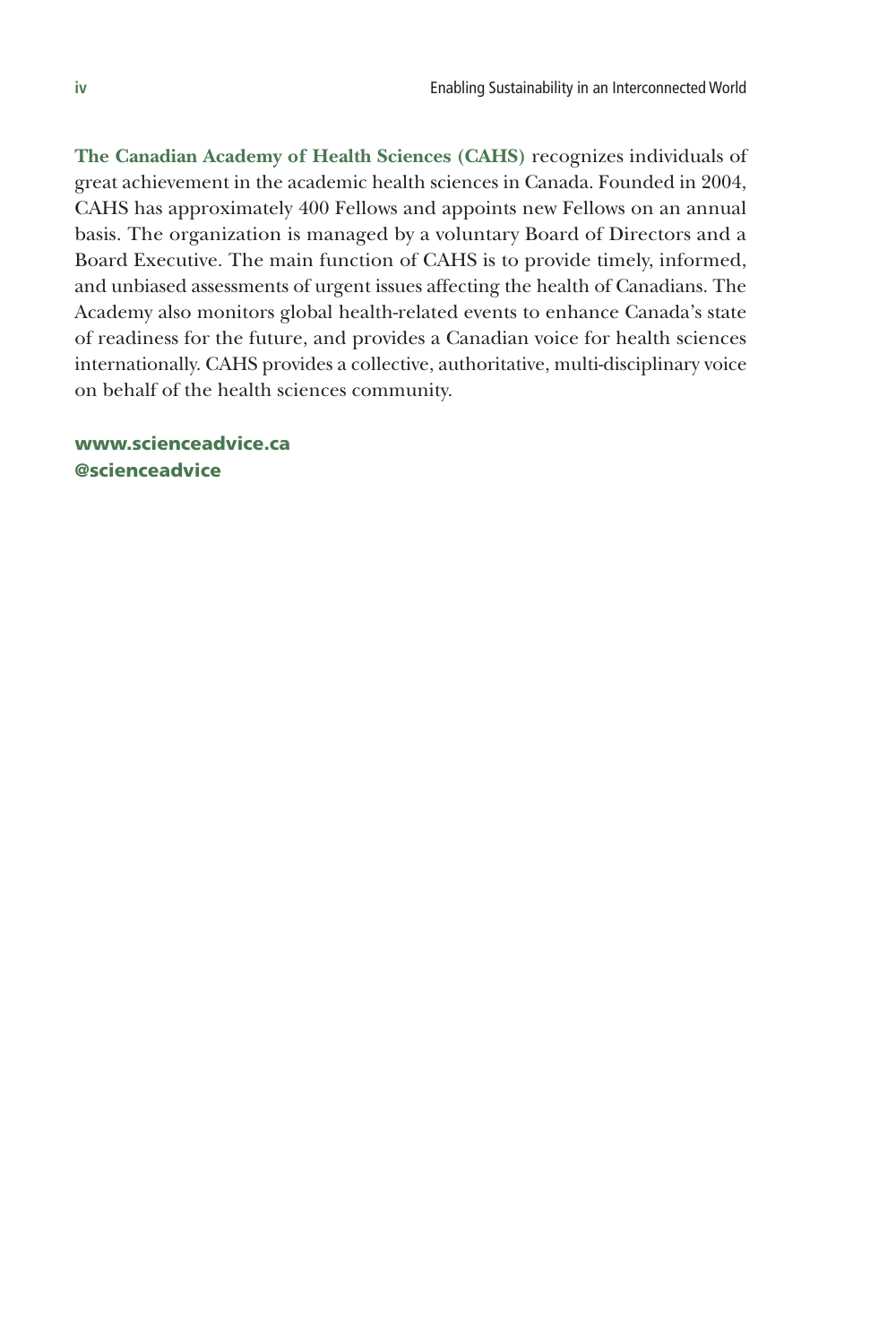**The Canadian Academy of Health Sciences (CAHS)** recognizes individuals of great achievement in the academic health sciences in Canada. Founded in 2004, CAHS has approximately 400 Fellows and appoints new Fellows on an annual basis. The organization is managed by a voluntary Board of Directors and a Board Executive. The main function of CAHS is to provide timely, informed, and unbiased assessments of urgent issues affecting the health of Canadians. The Academy also monitors global health-related events to enhance Canada's state of readiness for the future, and provides a Canadian voice for health sciences internationally. CAHS provides a collective, authoritative, multi-disciplinary voice on behalf of the health sciences community.

**www.scienceadvice.ca**
**@scienceadvice**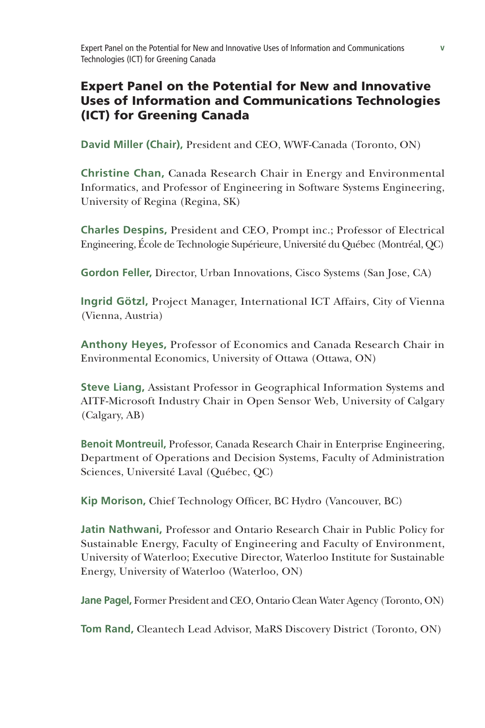## Expert Panel on the Potential for New and Innovative Uses of Information and Communications Technologies (ICT) for Greening Canada

**David Miller (Chair),** President and CEO, WWF-Canada (Toronto, ON)

**Christine Chan,** Canada Research Chair in Energy and Environmental Informatics, and Professor of Engineering in Software Systems Engineering, University of Regina (Regina, SK)

**Charles Despins,** President and CEO, Prompt inc.; Professor of Electrical Engineering, École de Technologie Supérieure, Université du Québec (Montréal, QC)

**Gordon Feller,** Director, Urban Innovations, Cisco Systems (San Jose, CA)

**Ingrid Götzl,** Project Manager, International ICT Affairs, City of Vienna (Vienna, Austria)

**Anthony Heyes,** Professor of Economics and Canada Research Chair in Environmental Economics, University of Ottawa (Ottawa, ON)

**Steve Liang,** Assistant Professor in Geographical Information Systems and AITF-Microsoft Industry Chair in Open Sensor Web, University of Calgary (Calgary, AB)

**Benoit Montreuil,** Professor, Canada Research Chair in Enterprise Engineering, Department of Operations and Decision Systems, Faculty of Administration Sciences, Université Laval (Québec, QC)

**Kip Morison,** Chief Technology Officer, BC Hydro (Vancouver, BC)

**Jatin Nathwani,** Professor and Ontario Research Chair in Public Policy for Sustainable Energy, Faculty of Engineering and Faculty of Environment, University of Waterloo; Executive Director, Waterloo Institute for Sustainable Energy, University of Waterloo (Waterloo, ON)

**Jane Pagel,** Former President and CEO, Ontario Clean Water Agency (Toronto, ON)

**Tom Rand,** Cleantech Lead Advisor, MaRS Discovery District (Toronto, ON)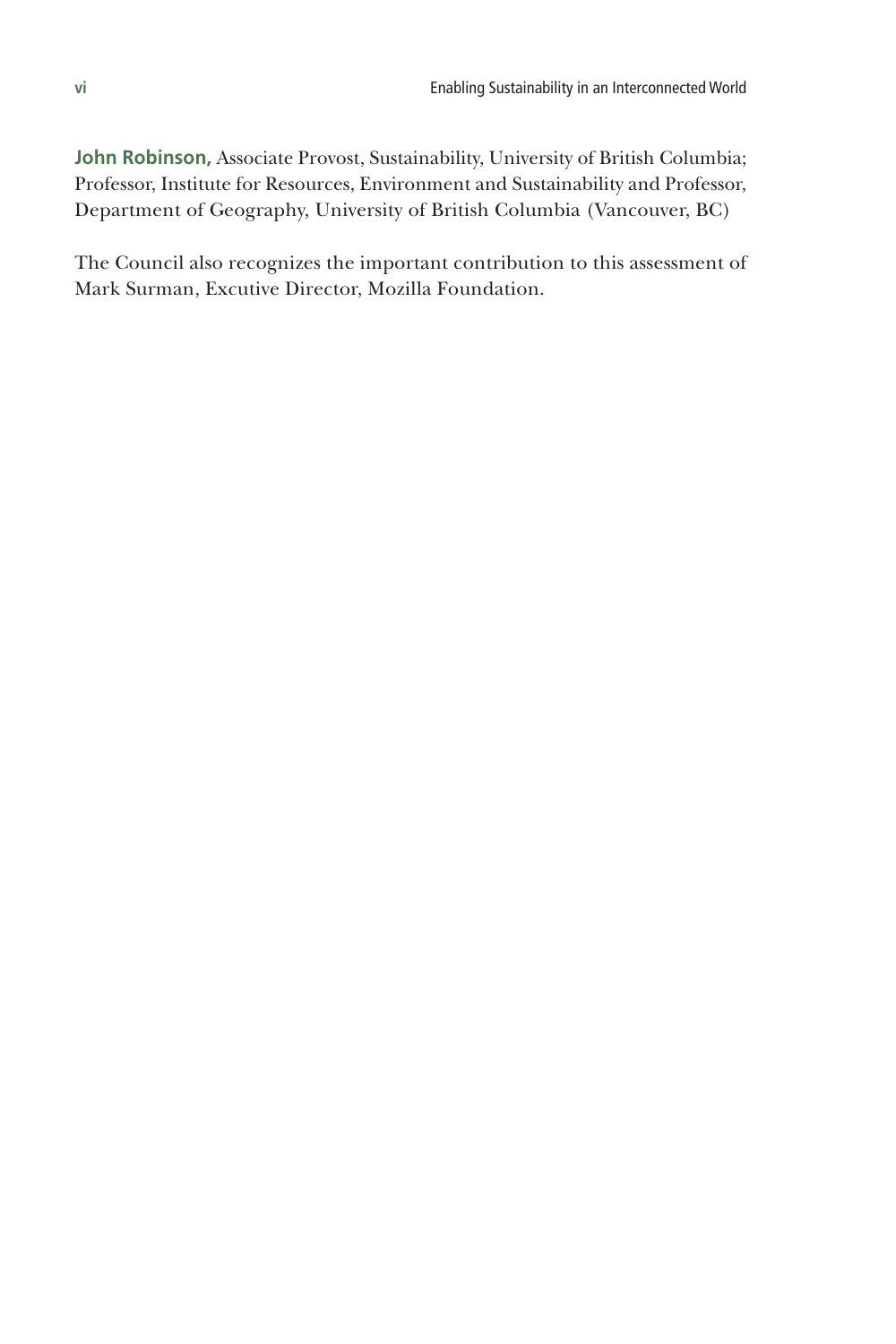**John Robinson,** Associate Provost, Sustainability, University of British Columbia; Professor, Institute for Resources, Environment and Sustainability and Professor, Department of Geography, University of British Columbia (Vancouver, BC)

The Council also recognizes the important contribution to this assessment of Mark Surman, Excutive Director, Mozilla Foundation.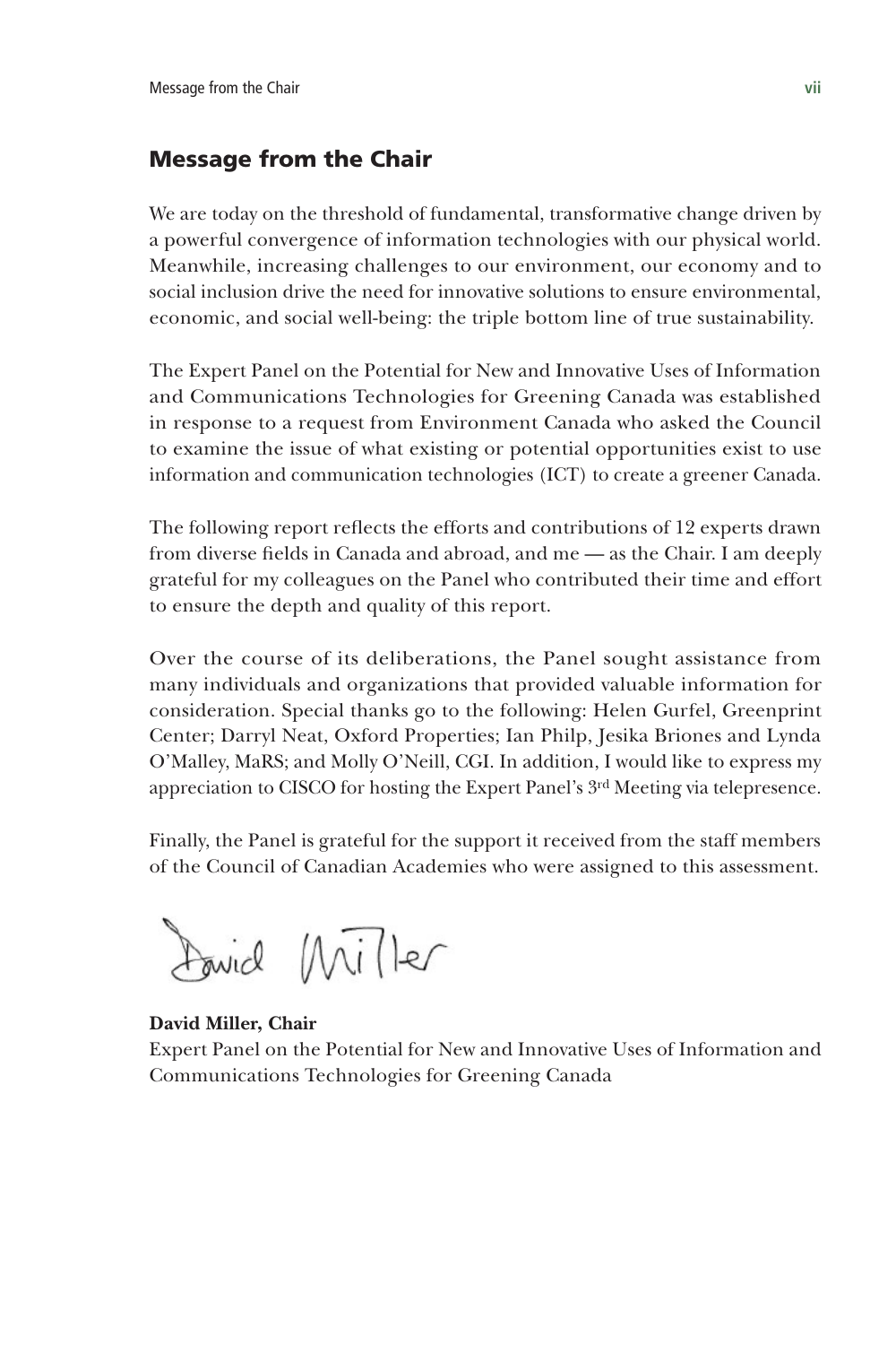## Message from the Chair

We are today on the threshold of fundamental, transformative change driven by a powerful convergence of information technologies with our physical world. Meanwhile, increasing challenges to our environment, our economy and to social inclusion drive the need for innovative solutions to ensure environmental, economic, and social well-being: the triple bottom line of true sustainability.

The Expert Panel on the Potential for New and Innovative Uses of Information and Communications Technologies for Greening Canada was established in response to a request from Environment Canada who asked the Council to examine the issue of what existing or potential opportunities exist to use information and communication technologies (ICT) to create a greener Canada.

The following report reflects the efforts and contributions of 12 experts drawn from diverse fields in Canada and abroad, and me — as the Chair. I am deeply grateful for my colleagues on the Panel who contributed their time and effort to ensure the depth and quality of this report.

Over the course of its deliberations, the Panel sought assistance from many individuals and organizations that provided valuable information for consideration. Special thanks go to the following: Helen Gurfel, Greenprint Center; Darryl Neat, Oxford Properties; Ian Philp, Jesika Briones and Lynda O'Malley, MaRS; and Molly O'Neill, CGI. In addition, I would like to express my appreciation to CISCO for hosting the Expert Panel's 3rd Meeting via telepresence.

Finally, the Panel is grateful for the support it received from the staff members of the Council of Canadian Academies who were assigned to this assessment.

David Miller

**David Miller, Chair**
Expert Panel on the Potential for New and Innovative Uses of Information and Communications Technologies for Greening Canada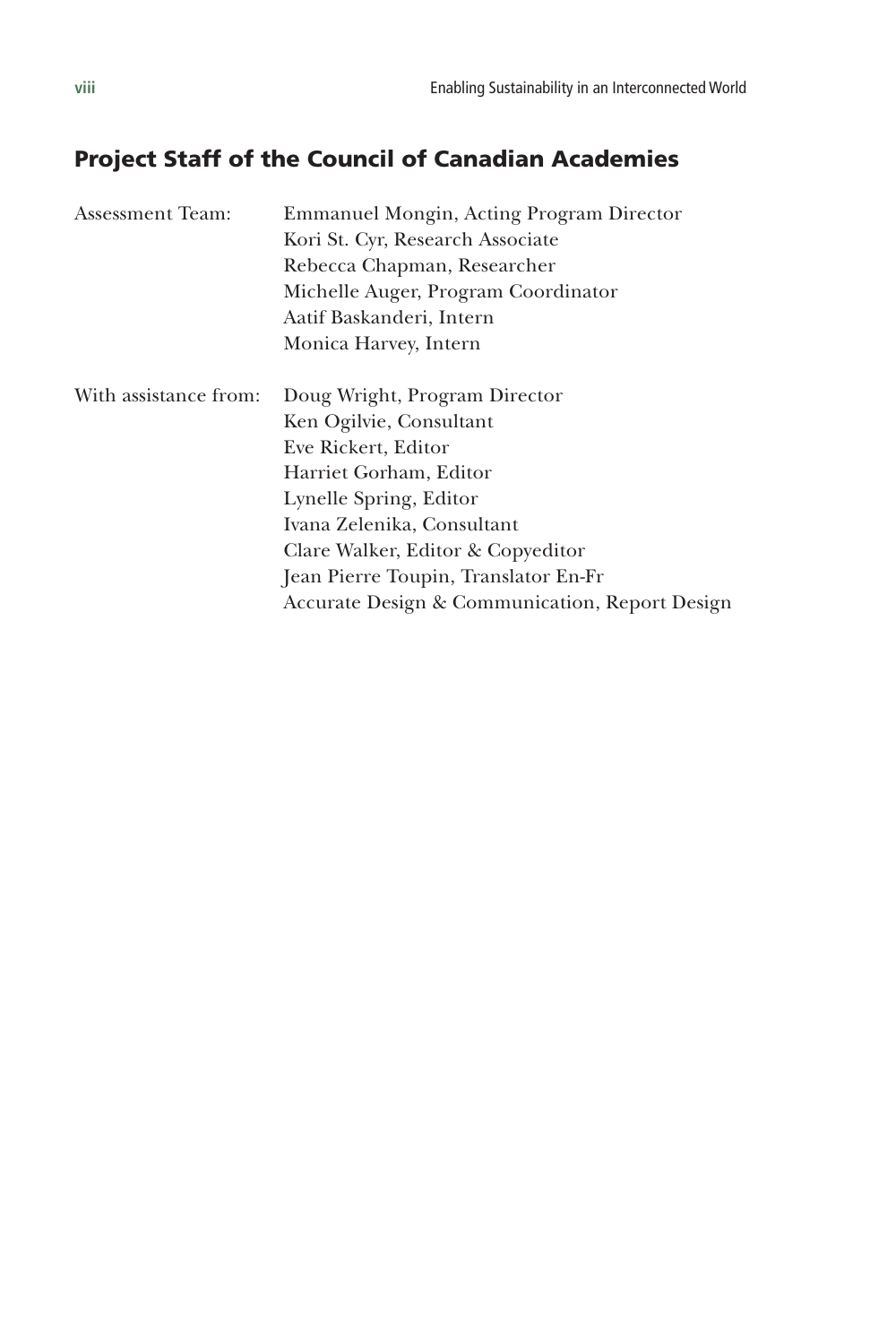## Project Staff of the Council of Canadian Academies

| | |
|---|---|
| Assessment Team: | Emmanuel Mongin, Acting Program Director |
| | Kori St. Cyr, Research Associate |
| | Rebecca Chapman, Researcher |
| | Michelle Auger, Program Coordinator |
| | Aatif Baskanderi, Intern |
| | Monica Harvey, Intern |
| With assistance from: | Doug Wright, Program Director |
| | Ken Ogilvie, Consultant |
| | Eve Rickert, Editor |
| | Harriet Gorham, Editor |
| | Lynelle Spring, Editor |
| | Ivana Zelenika, Consultant |
| | Clare Walker, Editor & Copyeditor |
| | Jean Pierre Toupin, Translator En-Fr |
| | Accurate Design & Communication, Report Design |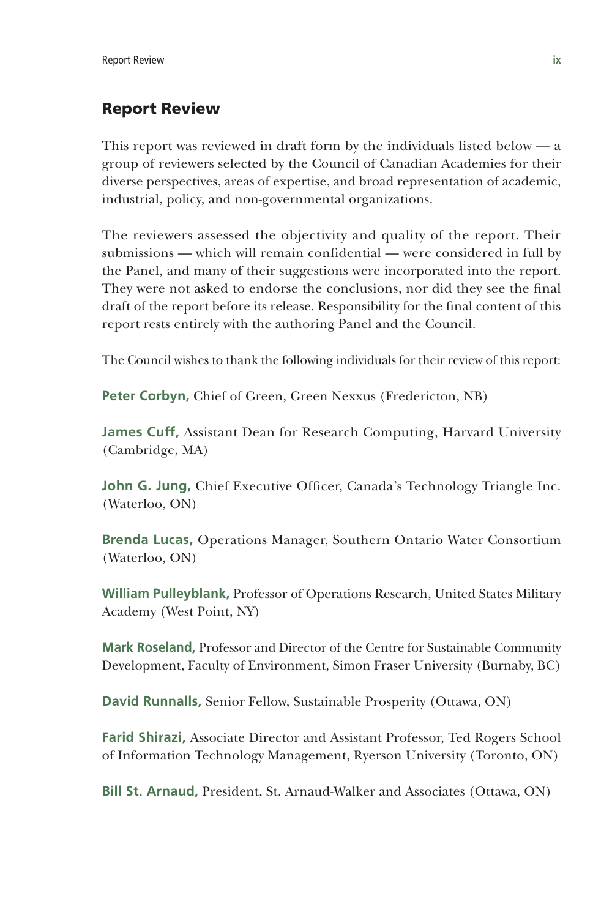## Report Review

This report was reviewed in draft form by the individuals listed below — a group of reviewers selected by the Council of Canadian Academies for their diverse perspectives, areas of expertise, and broad representation of academic, industrial, policy, and non-governmental organizations.

The reviewers assessed the objectivity and quality of the report. Their submissions — which will remain confidential — were considered in full by the Panel, and many of their suggestions were incorporated into the report. They were not asked to endorse the conclusions, nor did they see the final draft of the report before its release. Responsibility for the final content of this report rests entirely with the authoring Panel and the Council.

The Council wishes to thank the following individuals for their review of this report:

**Peter Corbyn,** Chief of Green, Green Nexxus (Fredericton, NB)

**James Cuff,** Assistant Dean for Research Computing, Harvard University (Cambridge, MA)

**John G. Jung,** Chief Executive Officer, Canada's Technology Triangle Inc. (Waterloo, ON)

**Brenda Lucas,** Operations Manager, Southern Ontario Water Consortium (Waterloo, ON)

**William Pulleyblank,** Professor of Operations Research, United States Military Academy (West Point, NY)

**Mark Roseland,** Professor and Director of the Centre for Sustainable Community Development, Faculty of Environment, Simon Fraser University (Burnaby, BC)

**David Runnalls,** Senior Fellow, Sustainable Prosperity (Ottawa, ON)

**Farid Shirazi,** Associate Director and Assistant Professor, Ted Rogers School of Information Technology Management, Ryerson University (Toronto, ON)

**Bill St. Arnaud,** President, St. Arnaud-Walker and Associates (Ottawa, ON)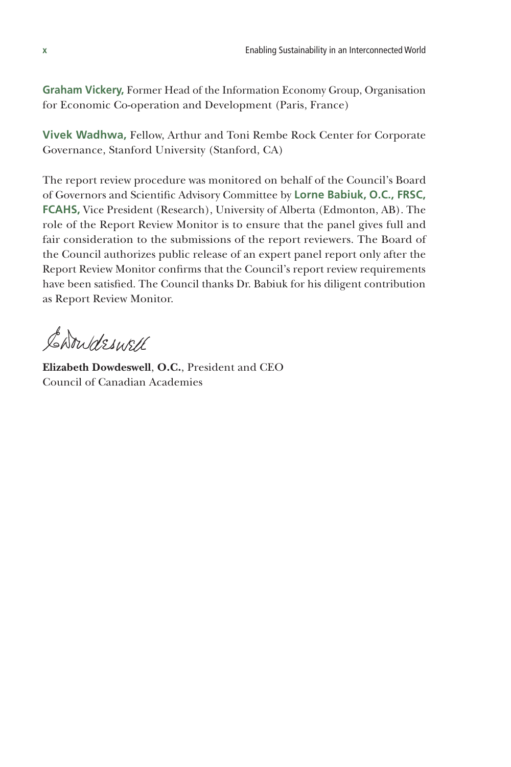**Graham Vickery,** Former Head of the Information Economy Group, Organisation for Economic Co-operation and Development (Paris, France)

**Vivek Wadhwa,** Fellow, Arthur and Toni Rembe Rock Center for Corporate Governance, Stanford University (Stanford, CA)

The report review procedure was monitored on behalf of the Council's Board of Governors and Scientific Advisory Committee by **Lorne Babiuk, O.C., FRSC, FCAHS,** Vice President (Research), University of Alberta (Edmonton, AB). The role of the Report Review Monitor is to ensure that the panel gives full and fair consideration to the submissions of the report reviewers. The Board of the Council authorizes public release of an expert panel report only after the Report Review Monitor confirms that the Council's report review requirements have been satisfied. The Council thanks Dr. Babiuk for his diligent contribution as Report Review Monitor.

**Elizabeth Dowdeswell**, **O.C.**, President and CEO
Council of Canadian Academies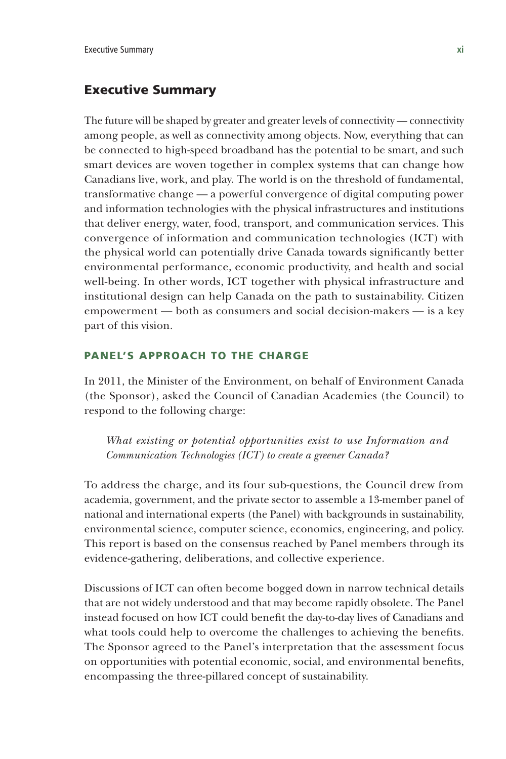# Executive Summary

The future will be shaped by greater and greater levels of connectivity — connectivity among people, as well as connectivity among objects. Now, everything that can be connected to high-speed broadband has the potential to be smart, and such smart devices are woven together in complex systems that can change how Canadians live, work, and play. The world is on the threshold of fundamental, transformative change — a powerful convergence of digital computing power and information technologies with the physical infrastructures and institutions that deliver energy, water, food, transport, and communication services. This convergence of information and communication technologies (ICT) with the physical world can potentially drive Canada towards significantly better environmental performance, economic productivity, and health and social well-being. In other words, ICT together with physical infrastructure and institutional design can help Canada on the path to sustainability. Citizen empowerment — both as consumers and social decision-makers — is a key part of this vision.

## PANEL'S APPROACH TO THE CHARGE

In 2011, the Minister of the Environment, on behalf of Environment Canada (the Sponsor), asked the Council of Canadian Academies (the Council) to respond to the following charge:

> *What existing or potential opportunities exist to use Information and Communication Technologies (ICT) to create a greener Canada?*

To address the charge, and its four sub-questions, the Council drew from academia, government, and the private sector to assemble a 13-member panel of national and international experts (the Panel) with backgrounds in sustainability, environmental science, computer science, economics, engineering, and policy. This report is based on the consensus reached by Panel members through its evidence-gathering, deliberations, and collective experience.

Discussions of ICT can often become bogged down in narrow technical details that are not widely understood and that may become rapidly obsolete. The Panel instead focused on how ICT could benefit the day-to-day lives of Canadians and what tools could help to overcome the challenges to achieving the benefits. The Sponsor agreed to the Panel's interpretation that the assessment focus on opportunities with potential economic, social, and environmental benefits, encompassing the three-pillared concept of sustainability.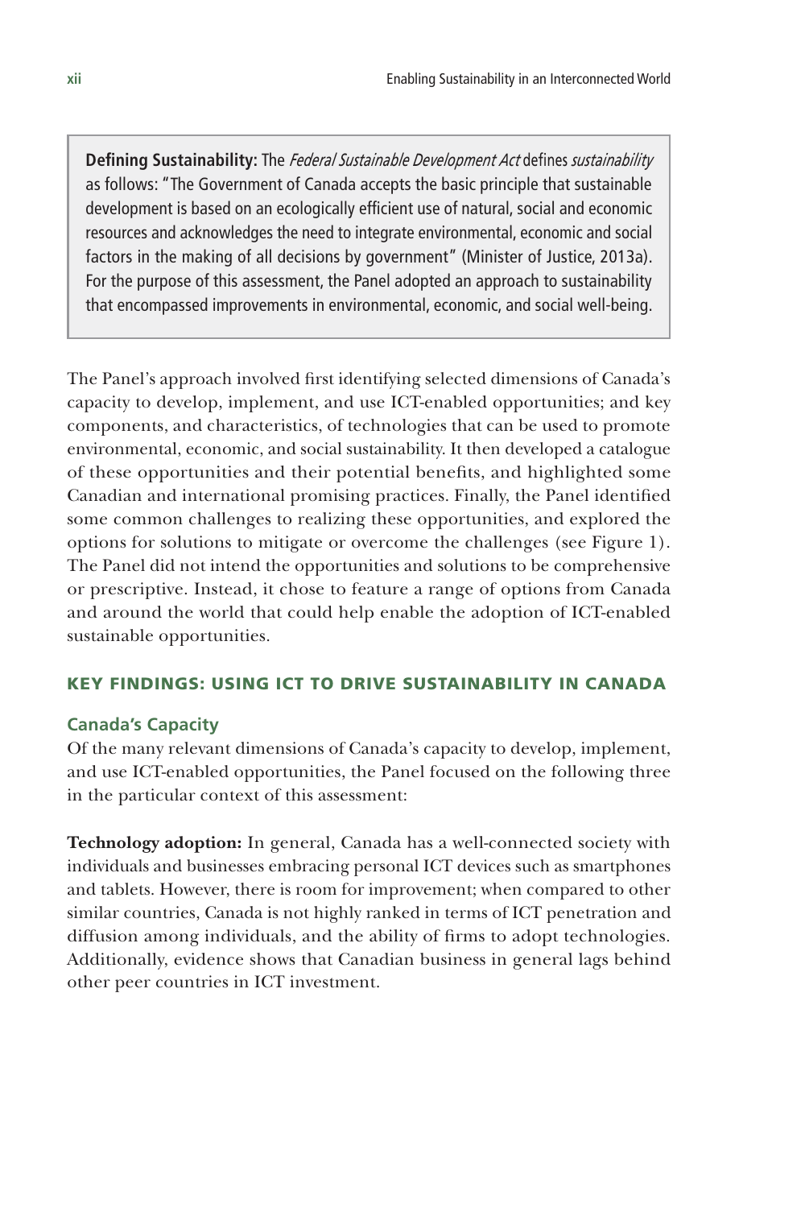> **Defining Sustainability:** The *Federal Sustainable Development Act* defines *sustainability* as follows: "The Government of Canada accepts the basic principle that sustainable development is based on an ecologically efficient use of natural, social and economic resources and acknowledges the need to integrate environmental, economic and social factors in the making of all decisions by government" (Minister of Justice, 2013a). For the purpose of this assessment, the Panel adopted an approach to sustainability that encompassed improvements in environmental, economic, and social well-being.

The Panel's approach involved first identifying selected dimensions of Canada's capacity to develop, implement, and use ICT-enabled opportunities; and key components, and characteristics, of technologies that can be used to promote environmental, economic, and social sustainability. It then developed a catalogue of these opportunities and their potential benefits, and highlighted some Canadian and international promising practices. Finally, the Panel identified some common challenges to realizing these opportunities, and explored the options for solutions to mitigate or overcome the challenges (see Figure 1). The Panel did not intend the opportunities and solutions to be comprehensive or prescriptive. Instead, it chose to feature a range of options from Canada and around the world that could help enable the adoption of ICT-enabled sustainable opportunities.

## KEY FINDINGS: USING ICT TO DRIVE SUSTAINABILITY IN CANADA

### Canada's Capacity

Of the many relevant dimensions of Canada's capacity to develop, implement, and use ICT-enabled opportunities, the Panel focused on the following three in the particular context of this assessment:

**Technology adoption:** In general, Canada has a well-connected society with individuals and businesses embracing personal ICT devices such as smartphones and tablets. However, there is room for improvement; when compared to other similar countries, Canada is not highly ranked in terms of ICT penetration and diffusion among individuals, and the ability of firms to adopt technologies. Additionally, evidence shows that Canadian business in general lags behind other peer countries in ICT investment.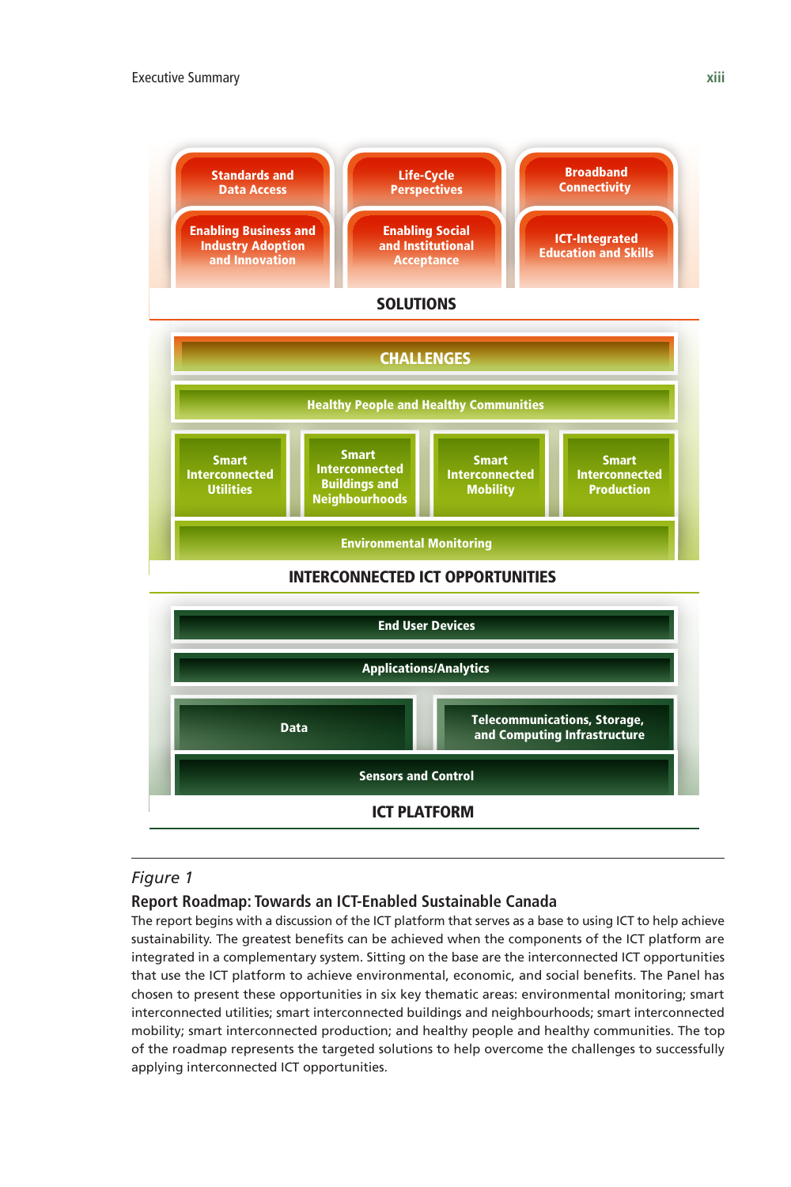Standards and Data Access

Life-Cycle Perspectives

Broadband Connectivity

Enabling Business and Industry Adoption and Innovation

Enabling Social and Institutional Acceptance

ICT-Integrated Education and Skills

**SOLUTIONS**

**CHALLENGES**

Healthy People and Healthy Communities

Smart Interconnected Utilities

Smart Interconnected Buildings and Neighbourhoods

Smart Interconnected Mobility

Smart Interconnected Production

Environmental Monitoring

**INTERCONNECTED ICT OPPORTUNITIES**

End User Devices

Applications/Analytics

Data

Telecommunications, Storage, and Computing Infrastructure

Sensors and Control

**ICT PLATFORM**

*Figure 1*

**Report Roadmap: Towards an ICT-Enabled Sustainable Canada**

The report begins with a discussion of the ICT platform that serves as a base to using ICT to help achieve sustainability. The greatest benefits can be achieved when the components of the ICT platform are integrated in a complementary system. Sitting on the base are the interconnected ICT opportunities that use the ICT platform to achieve environmental, economic, and social benefits. The Panel has chosen to present these opportunities in six key thematic areas: environmental monitoring; smart interconnected utilities; smart interconnected buildings and neighbourhoods; smart interconnected mobility; smart interconnected production; and healthy people and healthy communities. The top of the roadmap represents the targeted solutions to help overcome the challenges to successfully applying interconnected ICT opportunities.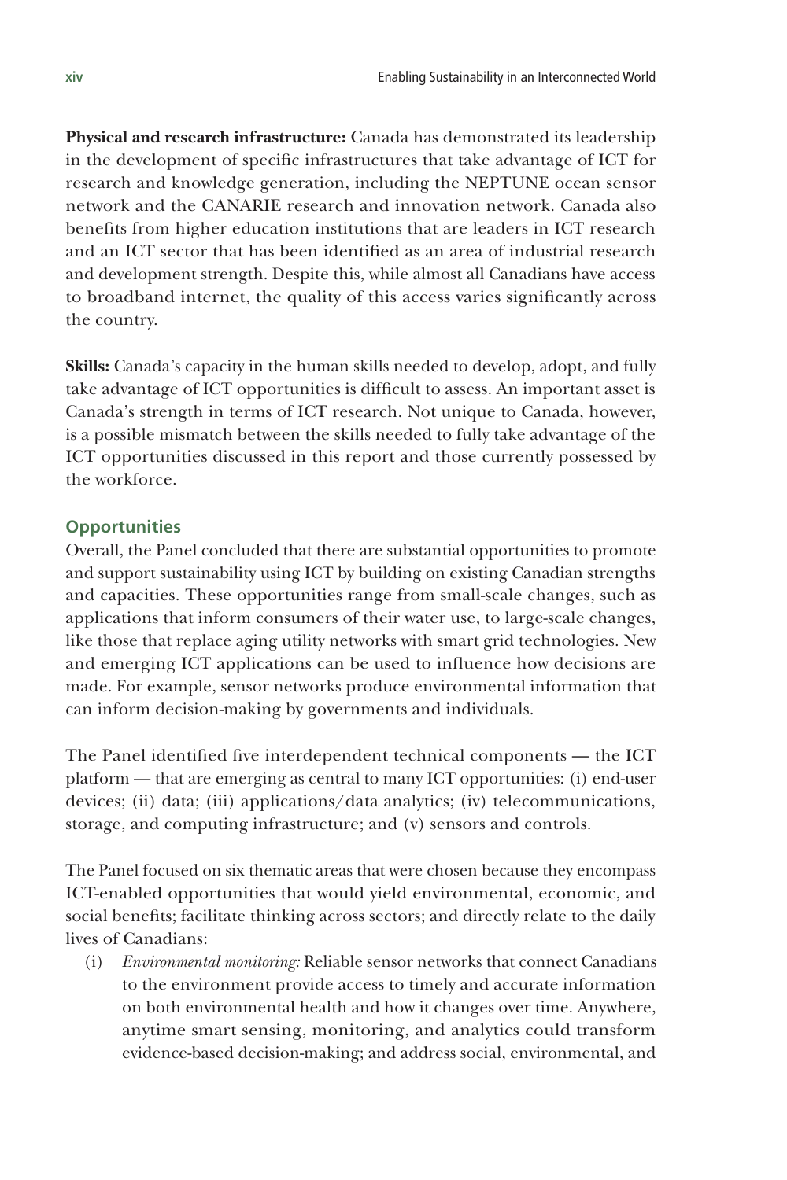**Physical and research infrastructure:** Canada has demonstrated its leadership in the development of specific infrastructures that take advantage of ICT for research and knowledge generation, including the NEPTUNE ocean sensor network and the CANARIE research and innovation network. Canada also benefits from higher education institutions that are leaders in ICT research and an ICT sector that has been identified as an area of industrial research and development strength. Despite this, while almost all Canadians have access to broadband internet, the quality of this access varies significantly across the country.

**Skills:** Canada's capacity in the human skills needed to develop, adopt, and fully take advantage of ICT opportunities is difficult to assess. An important asset is Canada's strength in terms of ICT research. Not unique to Canada, however, is a possible mismatch between the skills needed to fully take advantage of the ICT opportunities discussed in this report and those currently possessed by the workforce.

### Opportunities

Overall, the Panel concluded that there are substantial opportunities to promote and support sustainability using ICT by building on existing Canadian strengths and capacities. These opportunities range from small-scale changes, such as applications that inform consumers of their water use, to large-scale changes, like those that replace aging utility networks with smart grid technologies. New and emerging ICT applications can be used to influence how decisions are made. For example, sensor networks produce environmental information that can inform decision-making by governments and individuals.

The Panel identified five interdependent technical components — the ICT platform — that are emerging as central to many ICT opportunities: (i) end-user devices; (ii) data; (iii) applications/data analytics; (iv) telecommunications, storage, and computing infrastructure; and (v) sensors and controls.

The Panel focused on six thematic areas that were chosen because they encompass ICT-enabled opportunities that would yield environmental, economic, and social benefits; facilitate thinking across sectors; and directly relate to the daily lives of Canadians:

(i) *Environmental monitoring:* Reliable sensor networks that connect Canadians to the environment provide access to timely and accurate information on both environmental health and how it changes over time. Anywhere, anytime smart sensing, monitoring, and analytics could transform evidence-based decision-making; and address social, environmental, and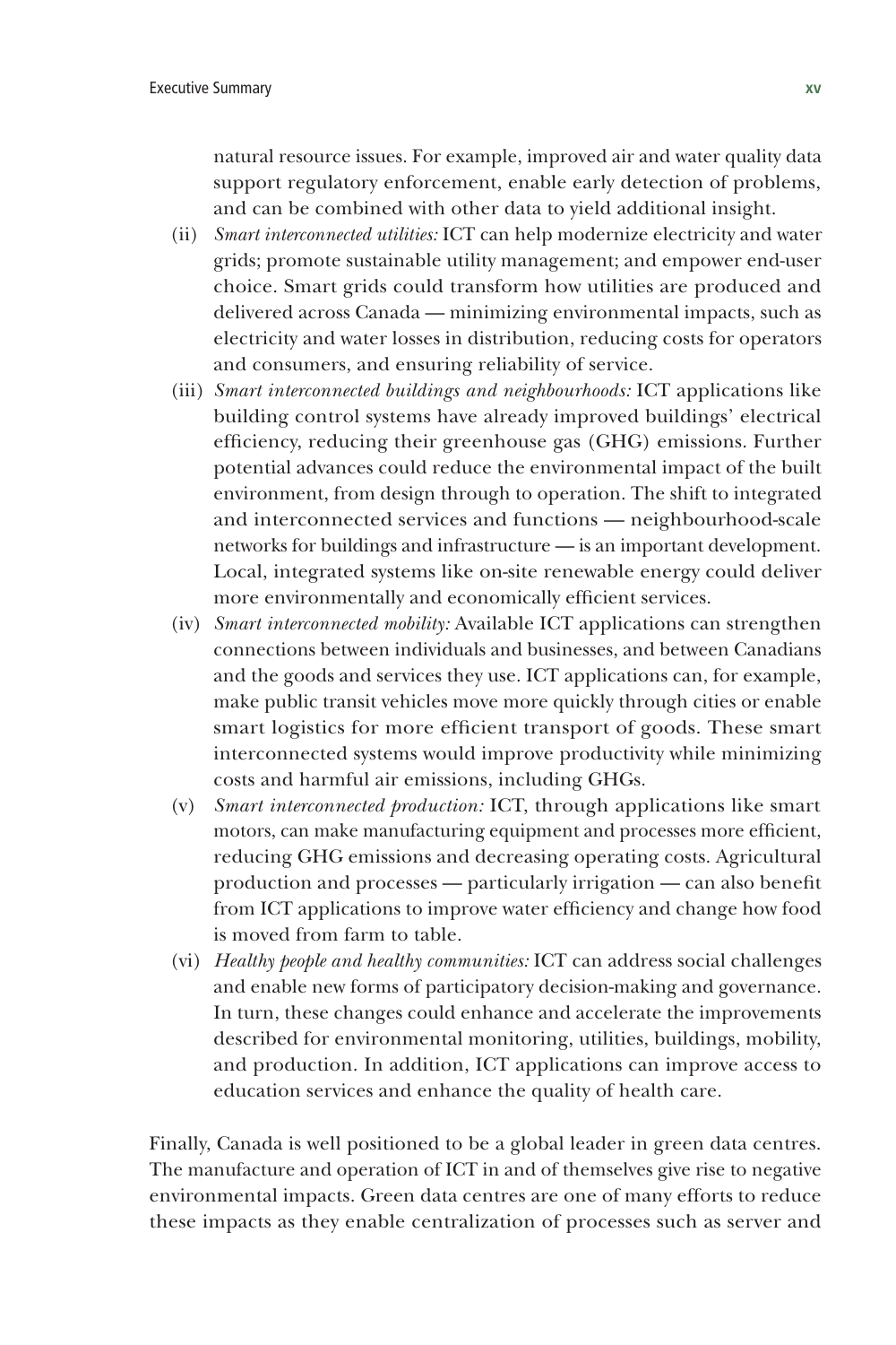natural resource issues. For example, improved air and water quality data support regulatory enforcement, enable early detection of problems, and can be combined with other data to yield additional insight.

(ii) *Smart interconnected utilities:* ICT can help modernize electricity and water grids; promote sustainable utility management; and empower end-user choice. Smart grids could transform how utilities are produced and delivered across Canada — minimizing environmental impacts, such as electricity and water losses in distribution, reducing costs for operators and consumers, and ensuring reliability of service.

(iii) *Smart interconnected buildings and neighbourhoods:* ICT applications like building control systems have already improved buildings' electrical efficiency, reducing their greenhouse gas (GHG) emissions. Further potential advances could reduce the environmental impact of the built environment, from design through to operation. The shift to integrated and interconnected services and functions — neighbourhood-scale networks for buildings and infrastructure — is an important development. Local, integrated systems like on-site renewable energy could deliver more environmentally and economically efficient services.

(iv) *Smart interconnected mobility:* Available ICT applications can strengthen connections between individuals and businesses, and between Canadians and the goods and services they use. ICT applications can, for example, make public transit vehicles move more quickly through cities or enable smart logistics for more efficient transport of goods. These smart interconnected systems would improve productivity while minimizing costs and harmful air emissions, including GHGs.

(v) *Smart interconnected production:* ICT, through applications like smart motors, can make manufacturing equipment and processes more efficient, reducing GHG emissions and decreasing operating costs. Agricultural production and processes — particularly irrigation — can also benefit from ICT applications to improve water efficiency and change how food is moved from farm to table.

(vi) *Healthy people and healthy communities:* ICT can address social challenges and enable new forms of participatory decision-making and governance. In turn, these changes could enhance and accelerate the improvements described for environmental monitoring, utilities, buildings, mobility, and production. In addition, ICT applications can improve access to education services and enhance the quality of health care.

Finally, Canada is well positioned to be a global leader in green data centres. The manufacture and operation of ICT in and of themselves give rise to negative environmental impacts. Green data centres are one of many efforts to reduce these impacts as they enable centralization of processes such as server and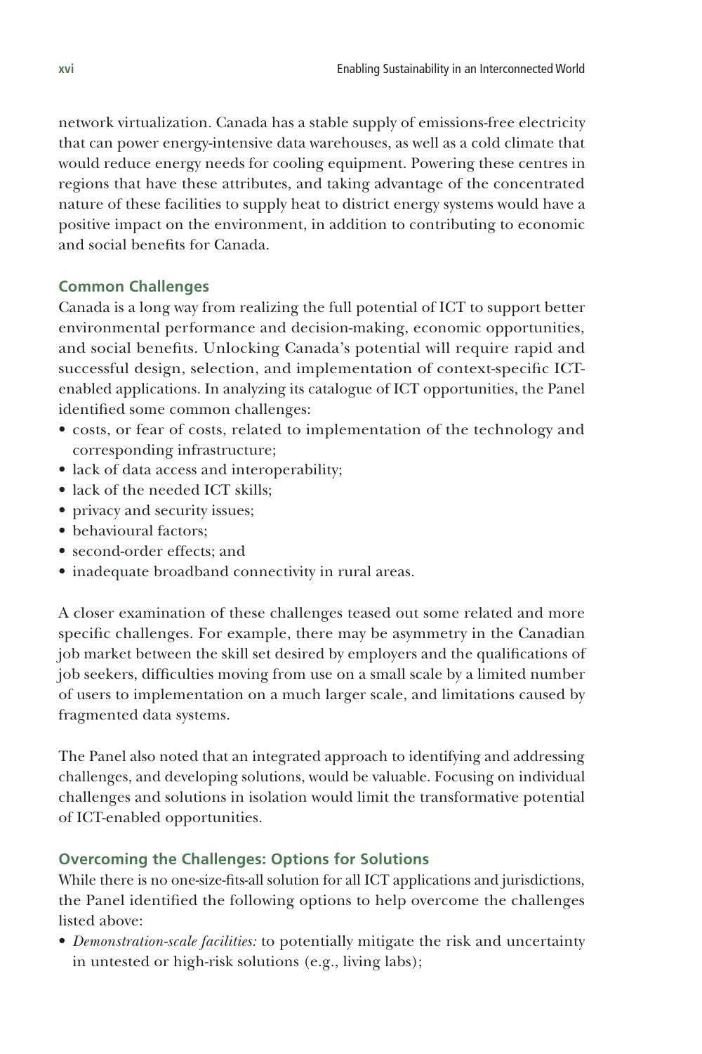network virtualization. Canada has a stable supply of emissions-free electricity that can power energy-intensive data warehouses, as well as a cold climate that would reduce energy needs for cooling equipment. Powering these centres in regions that have these attributes, and taking advantage of the concentrated nature of these facilities to supply heat to district energy systems would have a positive impact on the environment, in addition to contributing to economic and social benefits for Canada.

### Common Challenges

Canada is a long way from realizing the full potential of ICT to support better environmental performance and decision-making, economic opportunities, and social benefits. Unlocking Canada's potential will require rapid and successful design, selection, and implementation of context-specific ICT-enabled applications. In analyzing its catalogue of ICT opportunities, the Panel identified some common challenges:

- costs, or fear of costs, related to implementation of the technology and corresponding infrastructure;
- lack of data access and interoperability;
- lack of the needed ICT skills;
- privacy and security issues;
- behavioural factors;
- second-order effects; and
- inadequate broadband connectivity in rural areas.

A closer examination of these challenges teased out some related and more specific challenges. For example, there may be asymmetry in the Canadian job market between the skill set desired by employers and the qualifications of job seekers, difficulties moving from use on a small scale by a limited number of users to implementation on a much larger scale, and limitations caused by fragmented data systems.

The Panel also noted that an integrated approach to identifying and addressing challenges, and developing solutions, would be valuable. Focusing on individual challenges and solutions in isolation would limit the transformative potential of ICT-enabled opportunities.

### Overcoming the Challenges: Options for Solutions

While there is no one-size-fits-all solution for all ICT applications and jurisdictions, the Panel identified the following options to help overcome the challenges listed above:

- *Demonstration-scale facilities:* to potentially mitigate the risk and uncertainty in untested or high-risk solutions (e.g., living labs);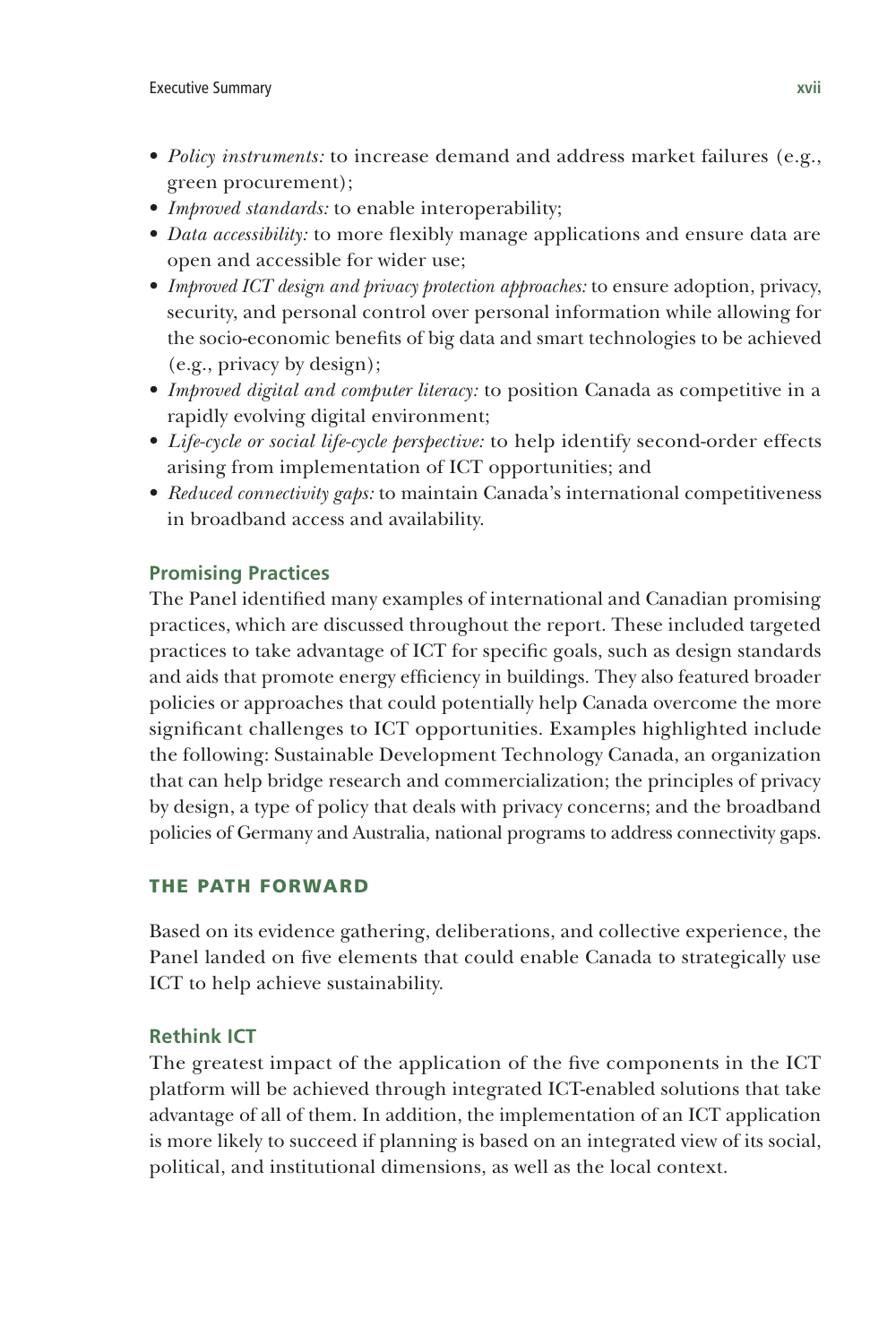- *Policy instruments:* to increase demand and address market failures (e.g., green procurement);
- *Improved standards:* to enable interoperability;
- *Data accessibility:* to more flexibly manage applications and ensure data are open and accessible for wider use;
- *Improved ICT design and privacy protection approaches:* to ensure adoption, privacy, security, and personal control over personal information while allowing for the socio-economic benefits of big data and smart technologies to be achieved (e.g., privacy by design);
- *Improved digital and computer literacy:* to position Canada as competitive in a rapidly evolving digital environment;
- *Life-cycle or social life-cycle perspective:* to help identify second-order effects arising from implementation of ICT opportunities; and
- *Reduced connectivity gaps:* to maintain Canada's international competitiveness in broadband access and availability.

### Promising Practices

The Panel identified many examples of international and Canadian promising practices, which are discussed throughout the report. These included targeted practices to take advantage of ICT for specific goals, such as design standards and aids that promote energy efficiency in buildings. They also featured broader policies or approaches that could potentially help Canada overcome the more significant challenges to ICT opportunities. Examples highlighted include the following: Sustainable Development Technology Canada, an organization that can help bridge research and commercialization; the principles of privacy by design, a type of policy that deals with privacy concerns; and the broadband policies of Germany and Australia, national programs to address connectivity gaps.

## THE PATH FORWARD

Based on its evidence gathering, deliberations, and collective experience, the Panel landed on five elements that could enable Canada to strategically use ICT to help achieve sustainability.

### Rethink ICT

The greatest impact of the application of the five components in the ICT platform will be achieved through integrated ICT-enabled solutions that take advantage of all of them. In addition, the implementation of an ICT application is more likely to succeed if planning is based on an integrated view of its social, political, and institutional dimensions, as well as the local context.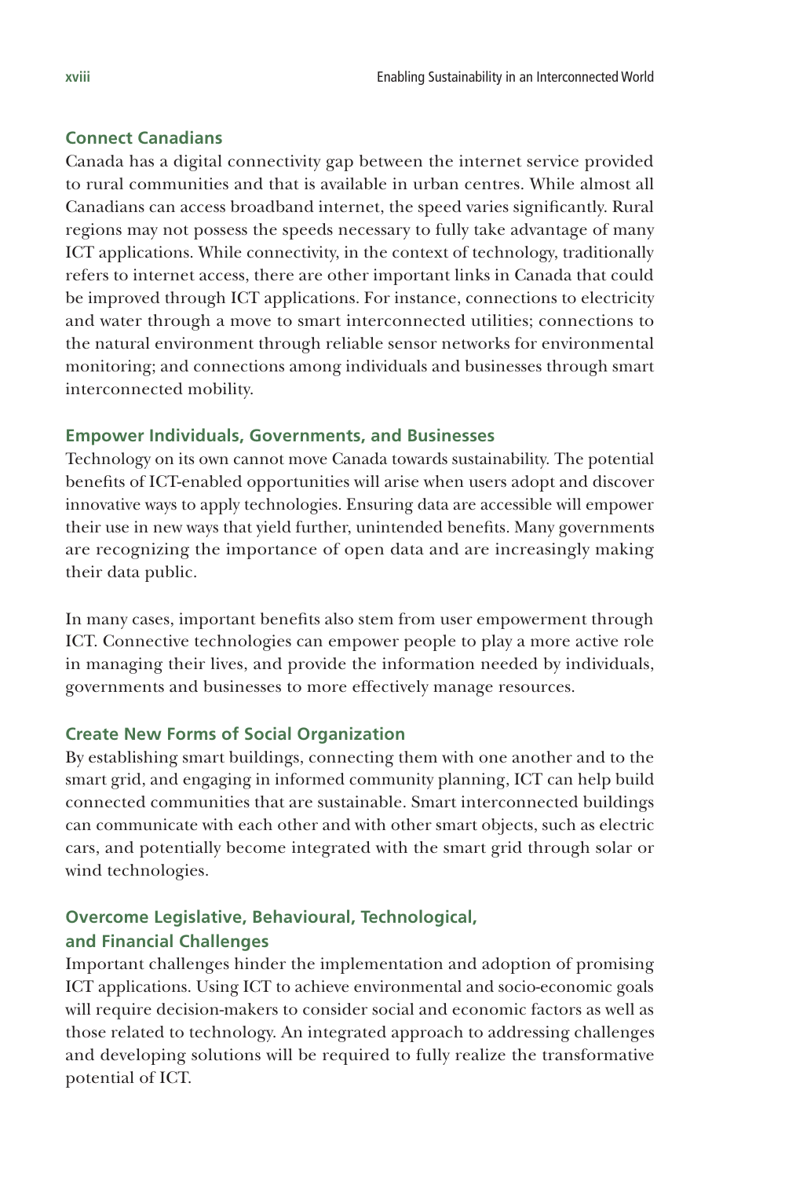### Connect Canadians

Canada has a digital connectivity gap between the internet service provided to rural communities and that is available in urban centres. While almost all Canadians can access broadband internet, the speed varies significantly. Rural regions may not possess the speeds necessary to fully take advantage of many ICT applications. While connectivity, in the context of technology, traditionally refers to internet access, there are other important links in Canada that could be improved through ICT applications. For instance, connections to electricity and water through a move to smart interconnected utilities; connections to the natural environment through reliable sensor networks for environmental monitoring; and connections among individuals and businesses through smart interconnected mobility.

### Empower Individuals, Governments, and Businesses

Technology on its own cannot move Canada towards sustainability. The potential benefits of ICT-enabled opportunities will arise when users adopt and discover innovative ways to apply technologies. Ensuring data are accessible will empower their use in new ways that yield further, unintended benefits. Many governments are recognizing the importance of open data and are increasingly making their data public.

In many cases, important benefits also stem from user empowerment through ICT. Connective technologies can empower people to play a more active role in managing their lives, and provide the information needed by individuals, governments and businesses to more effectively manage resources.

### Create New Forms of Social Organization

By establishing smart buildings, connecting them with one another and to the smart grid, and engaging in informed community planning, ICT can help build connected communities that are sustainable. Smart interconnected buildings can communicate with each other and with other smart objects, such as electric cars, and potentially become integrated with the smart grid through solar or wind technologies.

### Overcome Legislative, Behavioural, Technological, and Financial Challenges

Important challenges hinder the implementation and adoption of promising ICT applications. Using ICT to achieve environmental and socio-economic goals will require decision-makers to consider social and economic factors as well as those related to technology. An integrated approach to addressing challenges and developing solutions will be required to fully realize the transformative potential of ICT.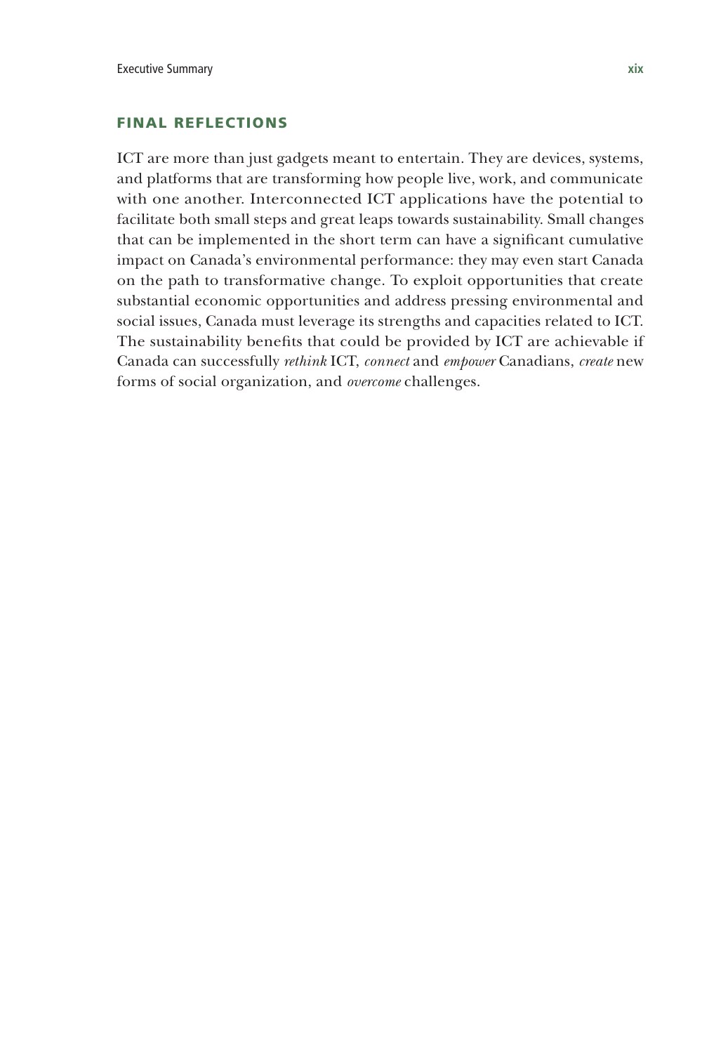## FINAL REFLECTIONS

ICT are more than just gadgets meant to entertain. They are devices, systems, and platforms that are transforming how people live, work, and communicate with one another. Interconnected ICT applications have the potential to facilitate both small steps and great leaps towards sustainability. Small changes that can be implemented in the short term can have a significant cumulative impact on Canada's environmental performance: they may even start Canada on the path to transformative change. To exploit opportunities that create substantial economic opportunities and address pressing environmental and social issues, Canada must leverage its strengths and capacities related to ICT. The sustainability benefits that could be provided by ICT are achievable if Canada can successfully *rethink* ICT, *connect* and *empower* Canadians, *create* new forms of social organization, and *overcome* challenges.